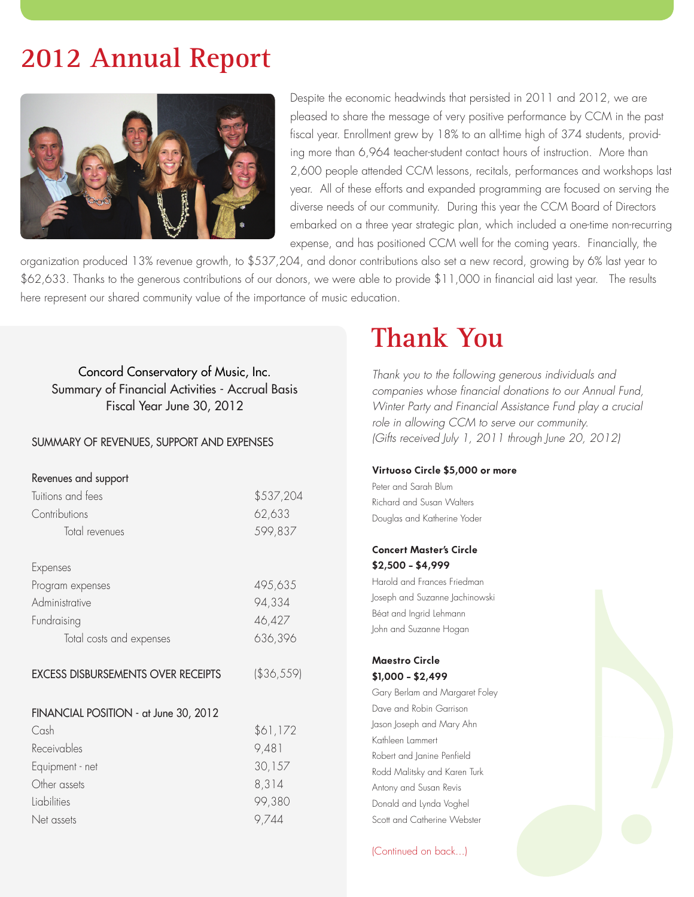# 2012 Annual Report

Despite the economic headwinds that persisted in 2011 and 2012, we are pleased to share the message of very positive performance by CCM in the past fiscal year. Enrollment grew by 18% to an all-time high of 374 students, providing more than 6,964 teacher-student contact hours of instruction. More than 2,600 people attended CCM lessons, recitals, performances and workshops last year. All of these efforts and expanded programming are focused on serving the diverse needs of our community. During this year the CCM Board of Directors embarked on a three year strategic plan, which included a one-time non-recurring expense, and has positioned CCM well for the coming years. Financially, the organization produced 13% revenue growth, to $537,204, and donor contributions also set a new record, growing by 6% last year to $62,633. Thanks to the generous contributions of our donors, we were able to provide $11,000 in financial aid last year. The results here represent our shared community value of the importance of music education.

### Concord Conservatory of Music, Inc.
### Summary of Financial Activities - Accrual Basis
### Fiscal Year June 30, 2012

SUMMARY OF REVENUES, SUPPORT AND EXPENSES

| | |
|---|---|
| **Revenues and support** | |
| Tuitions and fees | $537,204 |
| Contributions | 62,633 |
| Total revenues | 599,837 |
| **Expenses** | |
| Program expenses | 495,635 |
| Administrative | 94,334 |
| Fundraising | 46,427 |
| Total costs and expenses | 636,396 |
| **EXCESS DISBURSEMENTS OVER RECEIPTS** | ($36,559) |
| **FINANCIAL POSITION - at June 30, 2012** | |
| Cash | $61,172 |
| Receivables | 9,481 |
| Equipment - net | 30,157 |
| Other assets | 8,314 |
| Liabilities | 99,380 |
| Net assets | 9,744 |

# Thank You

*Thank you to the following generous individuals and companies whose financial donations to our Annual Fund, Winter Party and Financial Assistance Fund play a crucial role in allowing CCM to serve our community. (Gifts received July 1, 2011 through June 20, 2012)*

**Virtuoso Circle $5,000 or more**

Peter and Sarah Blum
Richard and Susan Walters
Douglas and Katherine Yoder

**Concert Master's Circle**
**$2,500 – $4,999**

Harold and Frances Friedman
Joseph and Suzanne Jachinowski
Béat and Ingrid Lehmann
John and Suzanne Hogan

**Maestro Circle**
**$1,000 – $2,499**

Gary Berlam and Margaret Foley
Dave and Robin Garrison
Jason Joseph and Mary Ahn
Kathleen Lammert
Robert and Janine Penfield
Rodd Malitsky and Karen Turk
Antony and Susan Revis
Donald and Lynda Voghel
Scott and Catherine Webster

(Continued on back...)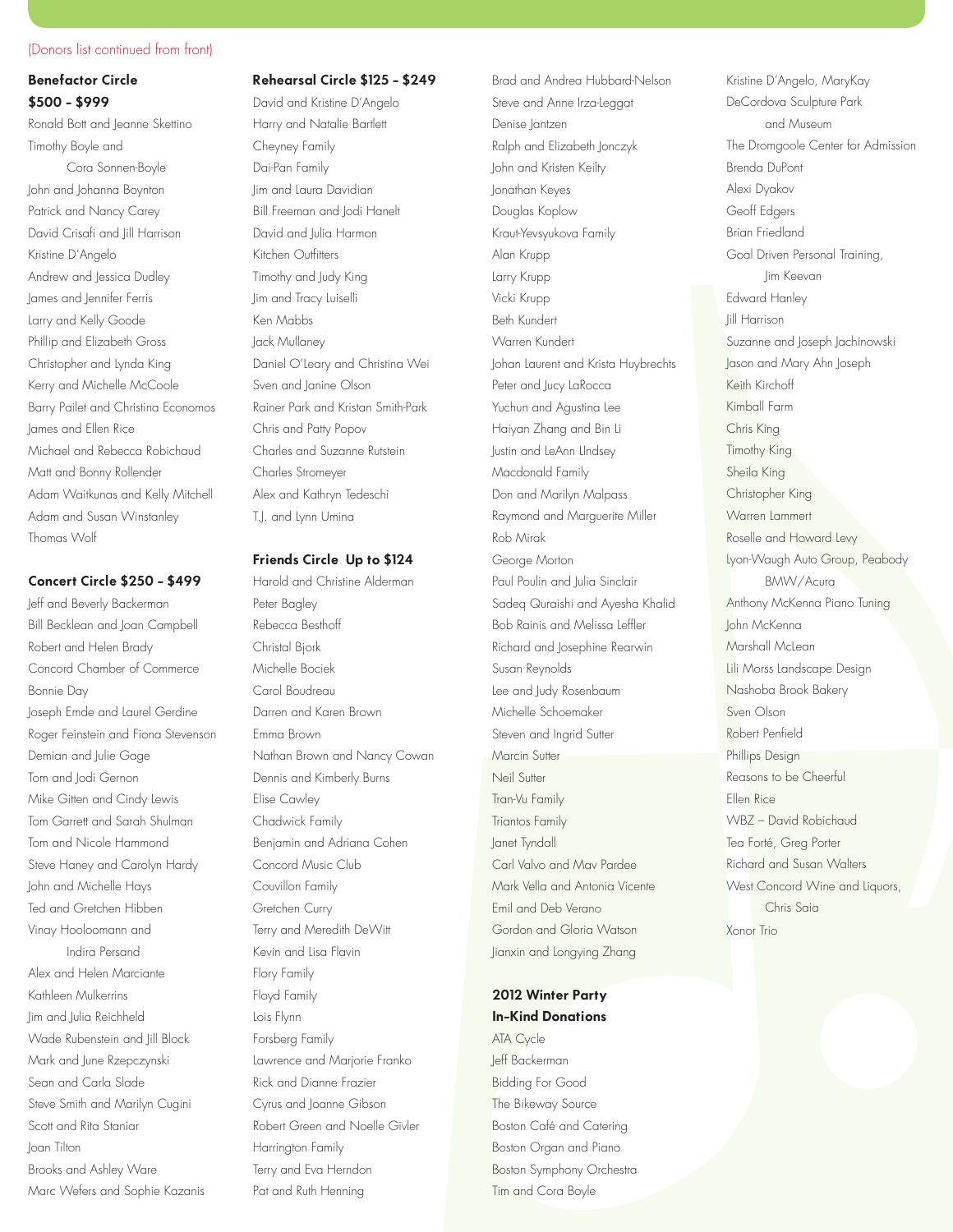(Donors list continued from front)

**Benefactor Circle $500 – $999**

Ronald Bott and Jeanne Skettino
Timothy Boyle and Cora Sonnen-Boyle
John and Johanna Boynton
Patrick and Nancy Carey
David Crisafi and Jill Harrison
Kristine D'Angelo
Andrew and Jessica Dudley
James and Jennifer Ferris
Larry and Kelly Goode
Phillip and Elizabeth Gross
Christopher and Lynda King
Kerry and Michelle McCoole
Barry Pailet and Christina Economos
James and Ellen Rice
Michael and Rebecca Robichaud
Matt and Bonny Rollender
Adam Waitkunas and Kelly Mitchell
Adam and Susan Winstanley
Thomas Wolf

**Concert Circle $250 – $499**

Jeff and Beverly Backerman
Bill Becklean and Joan Campbell
Robert and Helen Brady
Concord Chamber of Commerce
Bonnie Day
Joseph Emde and Laurel Gerdine
Roger Feinstein and Fiona Stevenson
Demian and Julie Gage
Tom and Jodi Gernon
Mike Gitten and Cindy Lewis
Tom Garrett and Sarah Shulman
Tom and Nicole Hammond
Steve Haney and Carolyn Hardy
John and Michelle Hays
Ted and Gretchen Hibben
Vinay Hooloomann and Indira Persand
Alex and Helen Marciante
Kathleen Mulkerrins
Jim and Julia Reichheld
Wade Rubenstein and Jill Block
Mark and June Rzepczynski
Sean and Carla Slade
Steve Smith and Marilyn Cugini
Scott and Rita Staniar
Joan Tilton
Brooks and Ashley Ware
Marc Wefers and Sophie Kazanis

**Rehearsal Circle $125 – $249**

David and Kristine D'Angelo
Harry and Natalie Bartlett
Cheyney Family
Dai-Pan Family
Jim and Laura Davidian
Bill Freeman and Jodi Hanelt
David and Julia Harmon
Kitchen Outfitters
Timothy and Judy King
Jim and Tracy Luiselli
Ken Mabbs
Jack Mullaney
Daniel O'Leary and Christina Wei
Sven and Janine Olson
Rainer Park and Kristan Smith-Park
Chris and Patty Popov
Charles and Suzanne Rutstein
Charles Stromeyer
Alex and Kathryn Tedeschi
T.J. and Lynn Umina

**Friends Circle Up to $124**

Harold and Christine Alderman
Peter Bagley
Rebecca Besthoff
Christal Bjork
Michelle Bociek
Carol Boudreau
Darren and Karen Brown
Emma Brown
Nathan Brown and Nancy Cowan
Dennis and Kimberly Burns
Elise Cawley
Chadwick Family
Benjamin and Adriana Cohen
Concord Music Club
Couvillon Family
Gretchen Curry
Terry and Meredith DeWitt
Kevin and Lisa Flavin
Flory Family
Floyd Family
Lois Flynn
Forsberg Family
Lawrence and Marjorie Franko
Rick and Dianne Frazier
Cyrus and Joanne Gibson
Robert Green and Noelle Givler
Harrington Family
Terry and Eva Herndon
Pat and Ruth Henning
Brad and Andrea Hubbard-Nelson
Steve and Anne Irza-Leggat
Denise Jantzen
Ralph and Elizabeth Jonczyk
John and Kristen Keilty
Jonathan Keyes
Douglas Koplow
Kraut-Yevsyukova Family
Alan Krupp
Larry Krupp
Vicki Krupp
Beth Kundert
Warren Kundert
Johan Laurent and Krista Huybrechts
Peter and Jucy LaRocca
Yuchun and Agustina Lee
Haiyan Zhang and Bin Li
Justin and LeAnn LIndsey
Macdonald Family
Don and Marilyn Malpass
Raymond and Marguerite Miller
Rob Mirak
George Morton
Paul Poulin and Julia Sinclair
Sadeq Quraishi and Ayesha Khalid
Bob Rainis and Melissa Leffler
Richard and Josephine Rearwin
Susan Reynolds
Lee and Judy Rosenbaum
Michelle Schoemaker
Steven and Ingrid Sutter
Marcin Sutter
Neil Sutter
Tran-Vu Family
Triantos Family
Janet Tyndall
Carl Valvo and Mav Pardee
Mark Vella and Antonia Vicente
Emil and Deb Verano
Gordon and Gloria Watson
Jianxin and Longying Zhang

**2012 Winter Party In-Kind Donations**

ATA Cycle
Jeff Backerman
Bidding For Good
The Bikeway Source
Boston Café and Catering
Boston Organ and Piano
Boston Symphony Orchestra
Tim and Cora Boyle
Kristine D'Angelo, MaryKay
DeCordova Sculpture Park and Museum
The Dromgoole Center for Admission
Brenda DuPont
Alexi Dyakov
Geoff Edgers
Brian Friedland
Goal Driven Personal Training, Jim Keevan
Edward Hanley
Jill Harrison
Suzanne and Joseph Jachinowski
Jason and Mary Ahn Joseph
Keith Kirchoff
Kimball Farm
Chris King
Timothy King
Sheila King
Christopher King
Warren Lammert
Roselle and Howard Levy
Lyon-Waugh Auto Group, Peabody BMW/Acura
Anthony McKenna Piano Tuning
John McKenna
Marshall McLean
Lili Morss Landscape Design
Nashoba Brook Bakery
Sven Olson
Robert Penfield
Phillips Design
Reasons to be Cheerful
Ellen Rice
WBZ – David Robichaud
Tea Forté, Greg Porter
Richard and Susan Walters
West Concord Wine and Liquors, Chris Saia
Xonor Trio